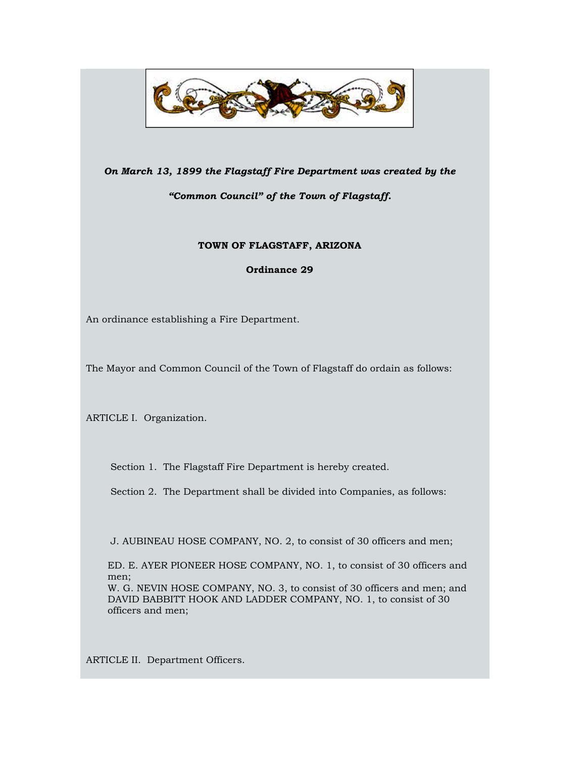***On March 13, 1899 the Flagstaff Fire Department was created by the "Common Council" of the Town of Flagstaff.***

**TOWN OF FLAGSTAFF, ARIZONA**

**Ordinance 29**

An ordinance establishing a Fire Department.

The Mayor and Common Council of the Town of Flagstaff do ordain as follows:

ARTICLE I. Organization.

Section 1. The Flagstaff Fire Department is hereby created.

Section 2. The Department shall be divided into Companies, as follows:

J. AUBINEAU HOSE COMPANY, NO. 2, to consist of 30 officers and men;

ED. E. AYER PIONEER HOSE COMPANY, NO. 1, to consist of 30 officers and men;
W. G. NEVIN HOSE COMPANY, NO. 3, to consist of 30 officers and men; and
DAVID BABBITT HOOK AND LADDER COMPANY, NO. 1, to consist of 30 officers and men;

ARTICLE II. Department Officers.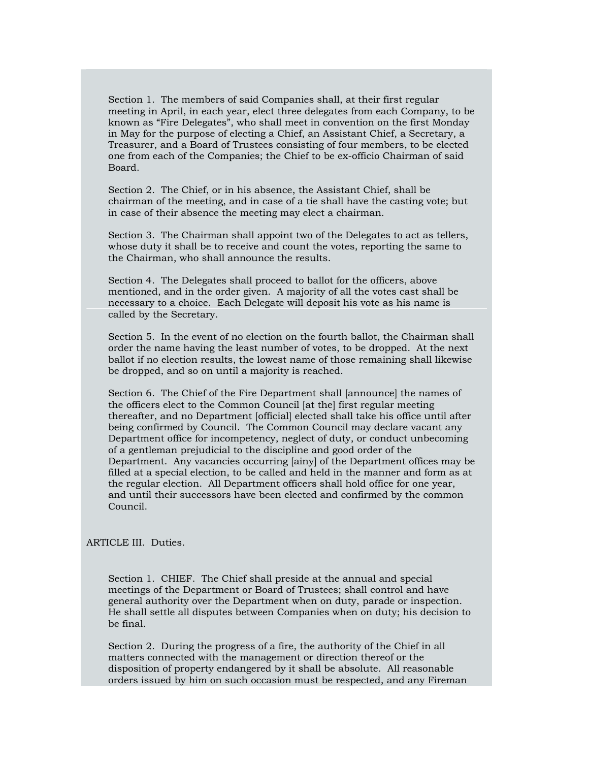Section 1. The members of said Companies shall, at their first regular meeting in April, in each year, elect three delegates from each Company, to be known as "Fire Delegates", who shall meet in convention on the first Monday in May for the purpose of electing a Chief, an Assistant Chief, a Secretary, a Treasurer, and a Board of Trustees consisting of four members, to be elected one from each of the Companies; the Chief to be ex-officio Chairman of said Board.

Section 2. The Chief, or in his absence, the Assistant Chief, shall be chairman of the meeting, and in case of a tie shall have the casting vote; but in case of their absence the meeting may elect a chairman.

Section 3. The Chairman shall appoint two of the Delegates to act as tellers, whose duty it shall be to receive and count the votes, reporting the same to the Chairman, who shall announce the results.

Section 4. The Delegates shall proceed to ballot for the officers, above mentioned, and in the order given. A majority of all the votes cast shall be necessary to a choice. Each Delegate will deposit his vote as his name is called by the Secretary.

Section 5. In the event of no election on the fourth ballot, the Chairman shall order the name having the least number of votes, to be dropped. At the next ballot if no election results, the lowest name of those remaining shall likewise be dropped, and so on until a majority is reached.

Section 6. The Chief of the Fire Department shall [announce] the names of the officers elect to the Common Council [at the] first regular meeting thereafter, and no Department [official] elected shall take his office until after being confirmed by Council. The Common Council may declare vacant any Department office for incompetency, neglect of duty, or conduct unbecoming of a gentleman prejudicial to the discipline and good order of the Department. Any vacancies occurring [ainy] of the Department offices may be filled at a special election, to be called and held in the manner and form as at the regular election. All Department officers shall hold office for one year, and until their successors have been elected and confirmed by the common Council.

## ARTICLE III. Duties.

Section 1. CHIEF. The Chief shall preside at the annual and special meetings of the Department or Board of Trustees; shall control and have general authority over the Department when on duty, parade or inspection. He shall settle all disputes between Companies when on duty; his decision to be final.

Section 2. During the progress of a fire, the authority of the Chief in all matters connected with the management or direction thereof or the disposition of property endangered by it shall be absolute. All reasonable orders issued by him on such occasion must be respected, and any Fireman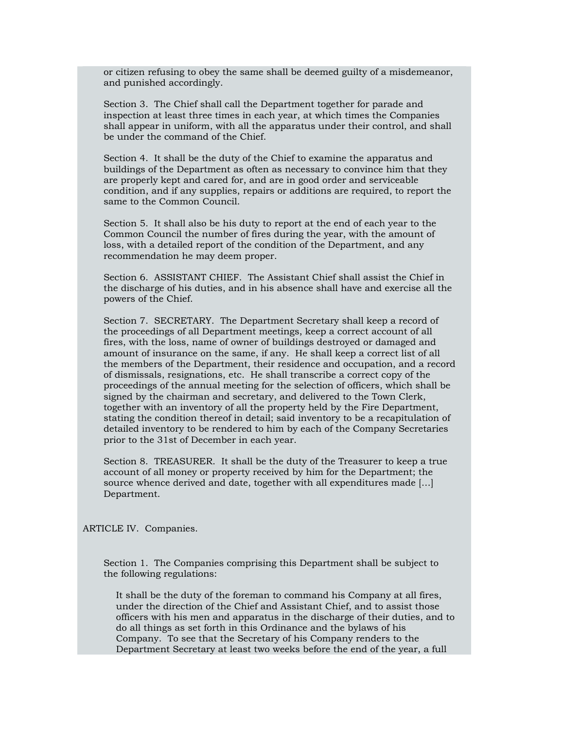or citizen refusing to obey the same shall be deemed guilty of a misdemeanor, and punished accordingly.

Section 3. The Chief shall call the Department together for parade and inspection at least three times in each year, at which times the Companies shall appear in uniform, with all the apparatus under their control, and shall be under the command of the Chief.

Section 4. It shall be the duty of the Chief to examine the apparatus and buildings of the Department as often as necessary to convince him that they are properly kept and cared for, and are in good order and serviceable condition, and if any supplies, repairs or additions are required, to report the same to the Common Council.

Section 5. It shall also be his duty to report at the end of each year to the Common Council the number of fires during the year, with the amount of loss, with a detailed report of the condition of the Department, and any recommendation he may deem proper.

Section 6. ASSISTANT CHIEF. The Assistant Chief shall assist the Chief in the discharge of his duties, and in his absence shall have and exercise all the powers of the Chief.

Section 7. SECRETARY. The Department Secretary shall keep a record of the proceedings of all Department meetings, keep a correct account of all fires, with the loss, name of owner of buildings destroyed or damaged and amount of insurance on the same, if any. He shall keep a correct list of all the members of the Department, their residence and occupation, and a record of dismissals, resignations, etc. He shall transcribe a correct copy of the proceedings of the annual meeting for the selection of officers, which shall be signed by the chairman and secretary, and delivered to the Town Clerk, together with an inventory of all the property held by the Fire Department, stating the condition thereof in detail; said inventory to be a recapitulation of detailed inventory to be rendered to him by each of the Company Secretaries prior to the 31st of December in each year.

Section 8. TREASURER. It shall be the duty of the Treasurer to keep a true account of all money or property received by him for the Department; the source whence derived and date, together with all expenditures made […] Department.

ARTICLE IV. Companies.

Section 1. The Companies comprising this Department shall be subject to the following regulations:

It shall be the duty of the foreman to command his Company at all fires, under the direction of the Chief and Assistant Chief, and to assist those officers with his men and apparatus in the discharge of their duties, and to do all things as set forth in this Ordinance and the bylaws of his Company. To see that the Secretary of his Company renders to the Department Secretary at least two weeks before the end of the year, a full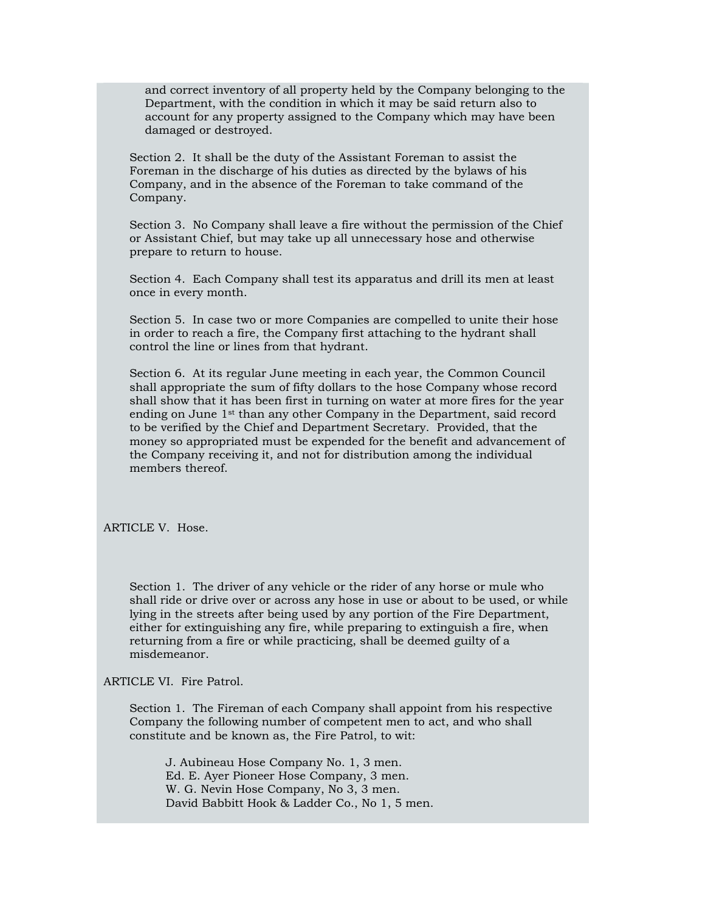and correct inventory of all property held by the Company belonging to the Department, with the condition in which it may be said return also to account for any property assigned to the Company which may have been damaged or destroyed.

Section 2. It shall be the duty of the Assistant Foreman to assist the Foreman in the discharge of his duties as directed by the bylaws of his Company, and in the absence of the Foreman to take command of the Company.

Section 3. No Company shall leave a fire without the permission of the Chief or Assistant Chief, but may take up all unnecessary hose and otherwise prepare to return to house.

Section 4. Each Company shall test its apparatus and drill its men at least once in every month.

Section 5. In case two or more Companies are compelled to unite their hose in order to reach a fire, the Company first attaching to the hydrant shall control the line or lines from that hydrant.

Section 6. At its regular June meeting in each year, the Common Council shall appropriate the sum of fifty dollars to the hose Company whose record shall show that it has been first in turning on water at more fires for the year ending on June 1st than any other Company in the Department, said record to be verified by the Chief and Department Secretary. Provided, that the money so appropriated must be expended for the benefit and advancement of the Company receiving it, and not for distribution among the individual members thereof.

## ARTICLE V. Hose.

Section 1. The driver of any vehicle or the rider of any horse or mule who shall ride or drive over or across any hose in use or about to be used, or while lying in the streets after being used by any portion of the Fire Department, either for extinguishing any fire, while preparing to extinguish a fire, when returning from a fire or while practicing, shall be deemed guilty of a misdemeanor.

## ARTICLE VI. Fire Patrol.

Section 1. The Fireman of each Company shall appoint from his respective Company the following number of competent men to act, and who shall constitute and be known as, the Fire Patrol, to wit:

J. Aubineau Hose Company No. 1, 3 men.
Ed. E. Ayer Pioneer Hose Company, 3 men.
W. G. Nevin Hose Company, No 3, 3 men.
David Babbitt Hook & Ladder Co., No 1, 5 men.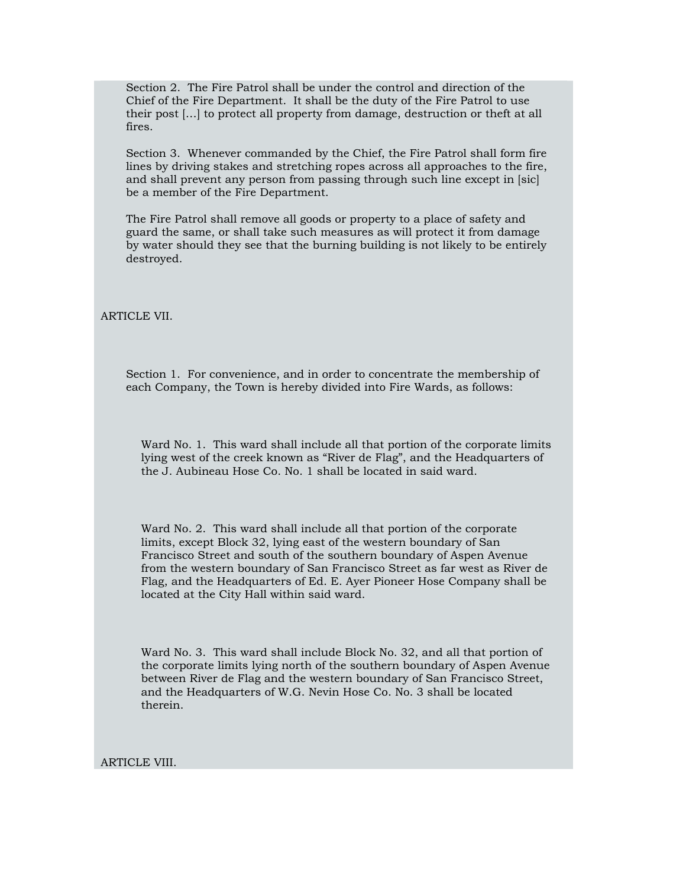Section 2. The Fire Patrol shall be under the control and direction of the Chief of the Fire Department. It shall be the duty of the Fire Patrol to use their post [...] to protect all property from damage, destruction or theft at all fires.

Section 3. Whenever commanded by the Chief, the Fire Patrol shall form fire lines by driving stakes and stretching ropes across all approaches to the fire, and shall prevent any person from passing through such line except in [sic] be a member of the Fire Department.

The Fire Patrol shall remove all goods or property to a place of safety and guard the same, or shall take such measures as will protect it from damage by water should they see that the burning building is not likely to be entirely destroyed.

ARTICLE VII.

Section 1. For convenience, and in order to concentrate the membership of each Company, the Town is hereby divided into Fire Wards, as follows:

Ward No. 1. This ward shall include all that portion of the corporate limits lying west of the creek known as "River de Flag", and the Headquarters of the J. Aubineau Hose Co. No. 1 shall be located in said ward.

Ward No. 2. This ward shall include all that portion of the corporate limits, except Block 32, lying east of the western boundary of San Francisco Street and south of the southern boundary of Aspen Avenue from the western boundary of San Francisco Street as far west as River de Flag, and the Headquarters of Ed. E. Ayer Pioneer Hose Company shall be located at the City Hall within said ward.

Ward No. 3. This ward shall include Block No. 32, and all that portion of the corporate limits lying north of the southern boundary of Aspen Avenue between River de Flag and the western boundary of San Francisco Street, and the Headquarters of W.G. Nevin Hose Co. No. 3 shall be located therein.

ARTICLE VIII.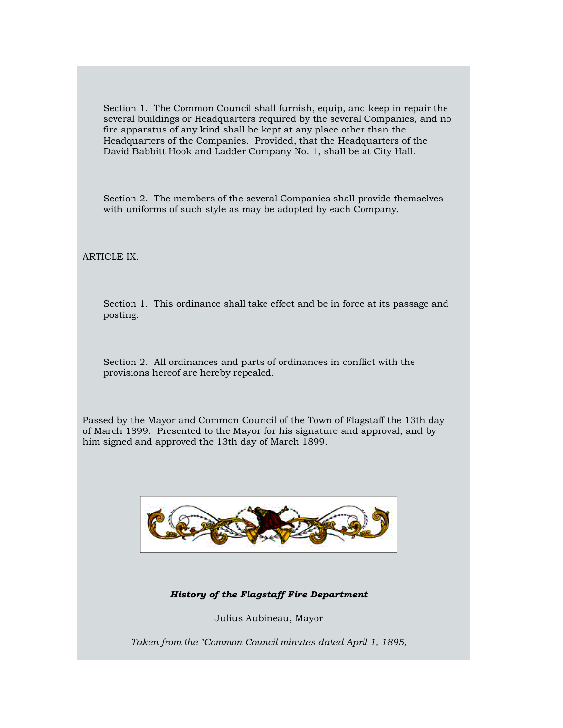Section 1. The Common Council shall furnish, equip, and keep in repair the several buildings or Headquarters required by the several Companies, and no fire apparatus of any kind shall be kept at any place other than the Headquarters of the Companies. Provided, that the Headquarters of the David Babbitt Hook and Ladder Company No. 1, shall be at City Hall.

Section 2. The members of the several Companies shall provide themselves with uniforms of such style as may be adopted by each Company.

ARTICLE IX.

Section 1. This ordinance shall take effect and be in force at its passage and posting.

Section 2. All ordinances and parts of ordinances in conflict with the provisions hereof are hereby repealed.

Passed by the Mayor and Common Council of the Town of Flagstaff the 13th day of March 1899. Presented to the Mayor for his signature and approval, and by him signed and approved the 13th day of March 1899.

***History of the Flagstaff Fire Department***

Julius Aubineau, Mayor

*Taken from the "Common Council minutes dated April 1, 1895,*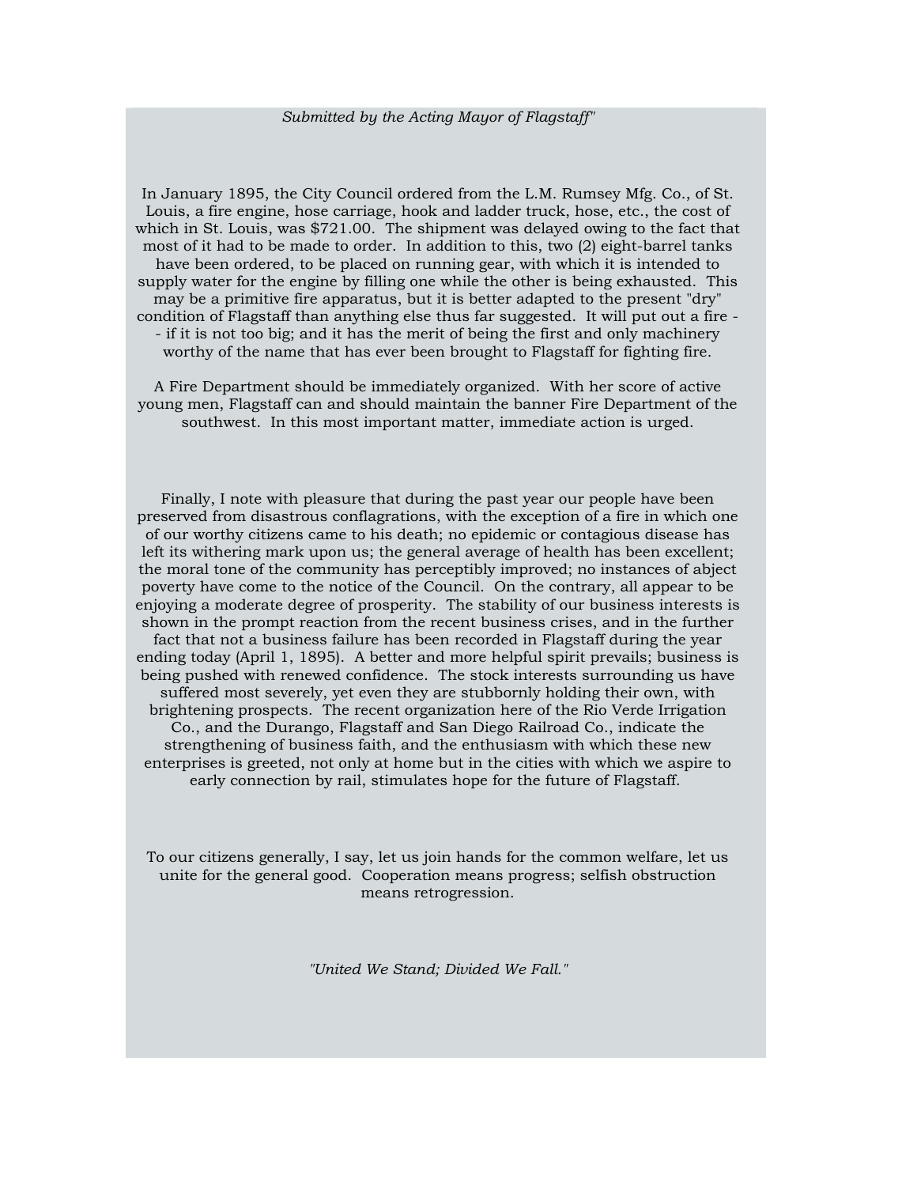*Submitted by the Acting Mayor of Flagstaff"*

In January 1895, the City Council ordered from the L.M. Rumsey Mfg. Co., of St. Louis, a fire engine, hose carriage, hook and ladder truck, hose, etc., the cost of which in St. Louis, was $721.00. The shipment was delayed owing to the fact that most of it had to be made to order. In addition to this, two (2) eight-barrel tanks have been ordered, to be placed on running gear, with which it is intended to supply water for the engine by filling one while the other is being exhausted. This may be a primitive fire apparatus, but it is better adapted to the present "dry" condition of Flagstaff than anything else thus far suggested. It will put out a fire -- if it is not too big; and it has the merit of being the first and only machinery worthy of the name that has ever been brought to Flagstaff for fighting fire.

A Fire Department should be immediately organized. With her score of active young men, Flagstaff can and should maintain the banner Fire Department of the southwest. In this most important matter, immediate action is urged.

Finally, I note with pleasure that during the past year our people have been preserved from disastrous conflagrations, with the exception of a fire in which one of our worthy citizens came to his death; no epidemic or contagious disease has left its withering mark upon us; the general average of health has been excellent; the moral tone of the community has perceptibly improved; no instances of abject poverty have come to the notice of the Council. On the contrary, all appear to be enjoying a moderate degree of prosperity. The stability of our business interests is shown in the prompt reaction from the recent business crises, and in the further fact that not a business failure has been recorded in Flagstaff during the year ending today (April 1, 1895). A better and more helpful spirit prevails; business is being pushed with renewed confidence. The stock interests surrounding us have suffered most severely, yet even they are stubbornly holding their own, with brightening prospects. The recent organization here of the Rio Verde Irrigation Co., and the Durango, Flagstaff and San Diego Railroad Co., indicate the strengthening of business faith, and the enthusiasm with which these new enterprises is greeted, not only at home but in the cities with which we aspire to early connection by rail, stimulates hope for the future of Flagstaff.

To our citizens generally, I say, let us join hands for the common welfare, let us unite for the general good. Cooperation means progress; selfish obstruction means retrogression.

*"United We Stand; Divided We Fall."*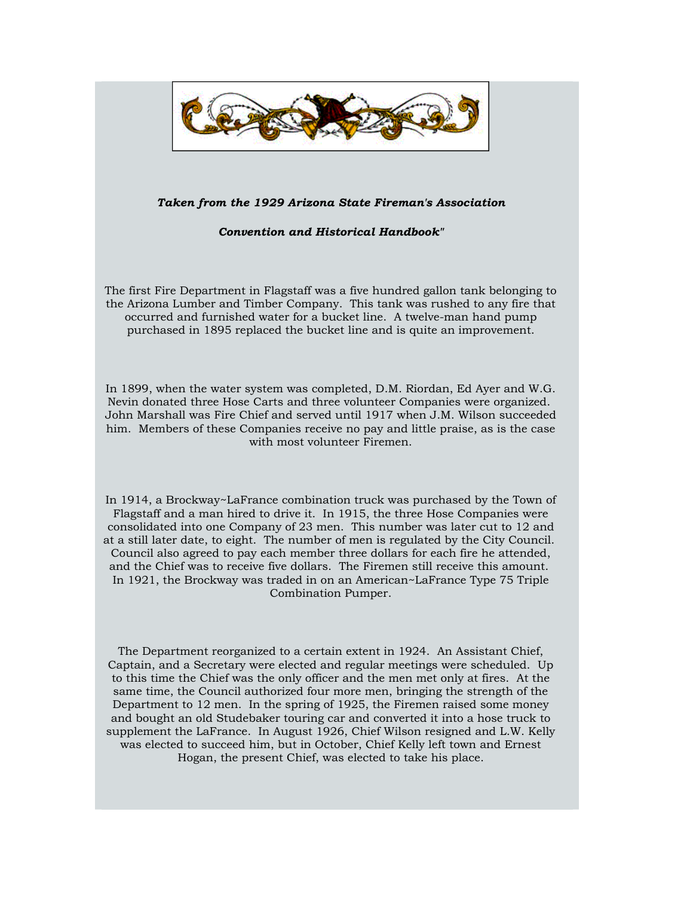***Taken from the 1929 Arizona State Fireman's Association***

***Convention and Historical Handbook"***

The first Fire Department in Flagstaff was a five hundred gallon tank belonging to the Arizona Lumber and Timber Company. This tank was rushed to any fire that occurred and furnished water for a bucket line. A twelve-man hand pump purchased in 1895 replaced the bucket line and is quite an improvement.

In 1899, when the water system was completed, D.M. Riordan, Ed Ayer and W.G. Nevin donated three Hose Carts and three volunteer Companies were organized. John Marshall was Fire Chief and served until 1917 when J.M. Wilson succeeded him. Members of these Companies receive no pay and little praise, as is the case with most volunteer Firemen.

In 1914, a Brockway~LaFrance combination truck was purchased by the Town of Flagstaff and a man hired to drive it. In 1915, the three Hose Companies were consolidated into one Company of 23 men. This number was later cut to 12 and at a still later date, to eight. The number of men is regulated by the City Council. Council also agreed to pay each member three dollars for each fire he attended, and the Chief was to receive five dollars. The Firemen still receive this amount. In 1921, the Brockway was traded in on an American~LaFrance Type 75 Triple Combination Pumper.

The Department reorganized to a certain extent in 1924. An Assistant Chief, Captain, and a Secretary were elected and regular meetings were scheduled. Up to this time the Chief was the only officer and the men met only at fires. At the same time, the Council authorized four more men, bringing the strength of the Department to 12 men. In the spring of 1925, the Firemen raised some money and bought an old Studebaker touring car and converted it into a hose truck to supplement the LaFrance. In August 1926, Chief Wilson resigned and L.W. Kelly was elected to succeed him, but in October, Chief Kelly left town and Ernest Hogan, the present Chief, was elected to take his place.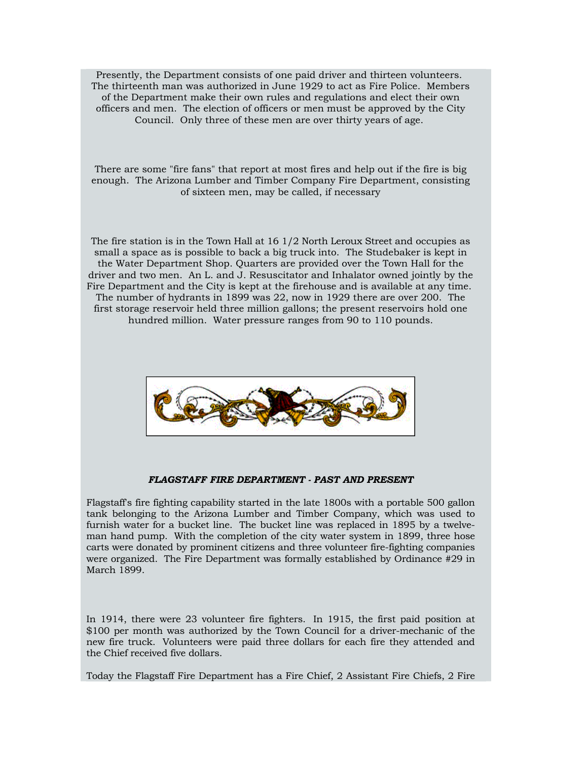Presently, the Department consists of one paid driver and thirteen volunteers. The thirteenth man was authorized in June 1929 to act as Fire Police. Members of the Department make their own rules and regulations and elect their own officers and men. The election of officers or men must be approved by the City Council. Only three of these men are over thirty years of age.

There are some "fire fans" that report at most fires and help out if the fire is big enough. The Arizona Lumber and Timber Company Fire Department, consisting of sixteen men, may be called, if necessary

The fire station is in the Town Hall at 16 1/2 North Leroux Street and occupies as small a space as is possible to back a big truck into. The Studebaker is kept in the Water Department Shop. Quarters are provided over the Town Hall for the driver and two men. An L. and J. Resuscitator and Inhalator owned jointly by the Fire Department and the City is kept at the firehouse and is available at any time. The number of hydrants in 1899 was 22, now in 1929 there are over 200. The first storage reservoir held three million gallons; the present reservoirs hold one hundred million. Water pressure ranges from 90 to 110 pounds.

***FLAGSTAFF FIRE DEPARTMENT - PAST AND PRESENT***

Flagstaff's fire fighting capability started in the late 1800s with a portable 500 gallon tank belonging to the Arizona Lumber and Timber Company, which was used to furnish water for a bucket line. The bucket line was replaced in 1895 by a twelve-man hand pump. With the completion of the city water system in 1899, three hose carts were donated by prominent citizens and three volunteer fire-fighting companies were organized. The Fire Department was formally established by Ordinance #29 in March 1899.

In 1914, there were 23 volunteer fire fighters. In 1915, the first paid position at $100 per month was authorized by the Town Council for a driver-mechanic of the new fire truck. Volunteers were paid three dollars for each fire they attended and the Chief received five dollars.

Today the Flagstaff Fire Department has a Fire Chief, 2 Assistant Fire Chiefs, 2 Fire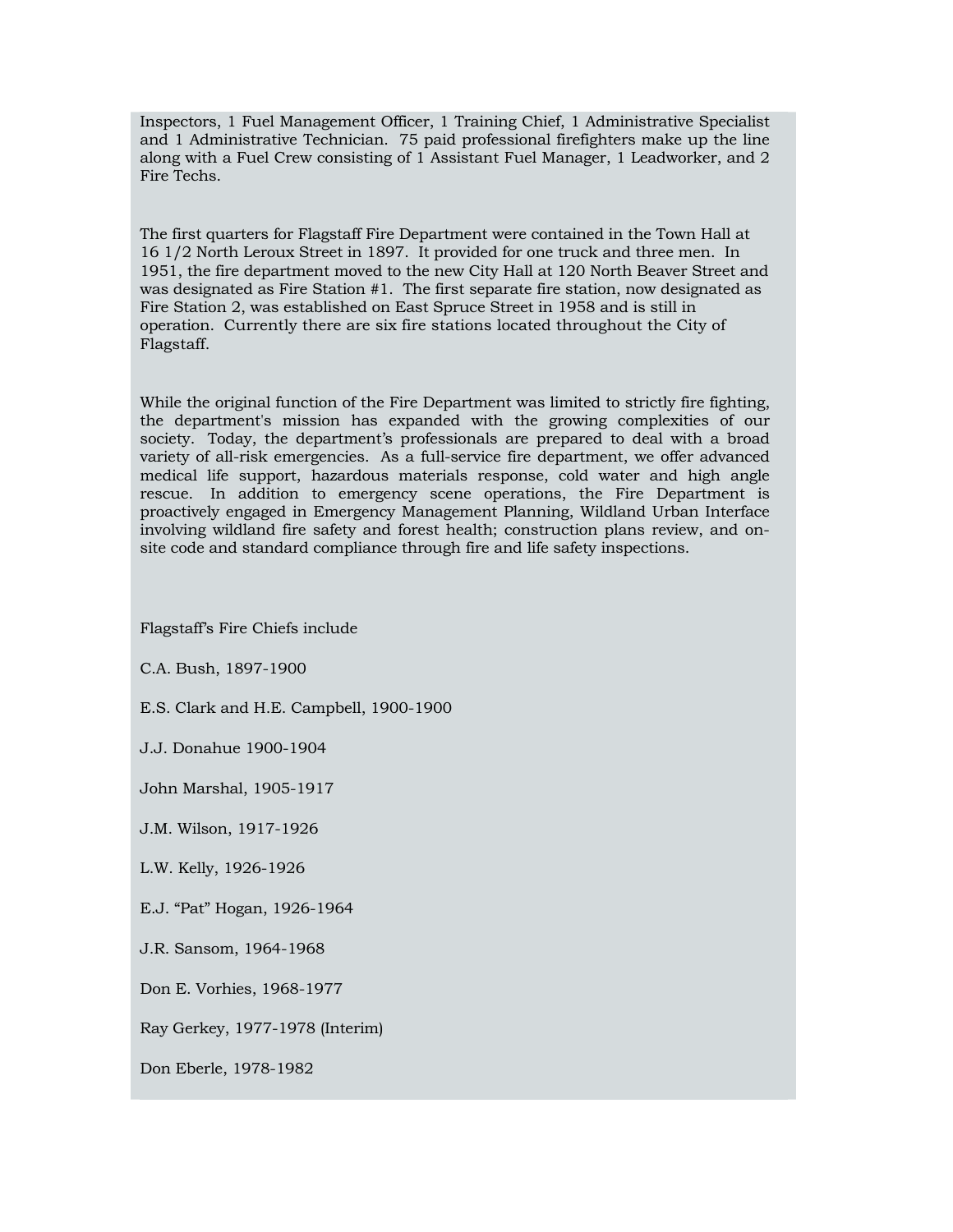Inspectors, 1 Fuel Management Officer, 1 Training Chief, 1 Administrative Specialist and 1 Administrative Technician. 75 paid professional firefighters make up the line along with a Fuel Crew consisting of 1 Assistant Fuel Manager, 1 Leadworker, and 2 Fire Techs.

The first quarters for Flagstaff Fire Department were contained in the Town Hall at 16 1/2 North Leroux Street in 1897. It provided for one truck and three men. In 1951, the fire department moved to the new City Hall at 120 North Beaver Street and was designated as Fire Station #1. The first separate fire station, now designated as Fire Station 2, was established on East Spruce Street in 1958 and is still in operation. Currently there are six fire stations located throughout the City of Flagstaff.

While the original function of the Fire Department was limited to strictly fire fighting, the department's mission has expanded with the growing complexities of our society. Today, the department's professionals are prepared to deal with a broad variety of all-risk emergencies. As a full-service fire department, we offer advanced medical life support, hazardous materials response, cold water and high angle rescue. In addition to emergency scene operations, the Fire Department is proactively engaged in Emergency Management Planning, Wildland Urban Interface involving wildland fire safety and forest health; construction plans review, and on-site code and standard compliance through fire and life safety inspections.

Flagstaff's Fire Chiefs include

C.A. Bush, 1897-1900

E.S. Clark and H.E. Campbell, 1900-1900

J.J. Donahue 1900-1904

John Marshal, 1905-1917

J.M. Wilson, 1917-1926

L.W. Kelly, 1926-1926

E.J. "Pat" Hogan, 1926-1964

J.R. Sansom, 1964-1968

Don E. Vorhies, 1968-1977

Ray Gerkey, 1977-1978 (Interim)

Don Eberle, 1978-1982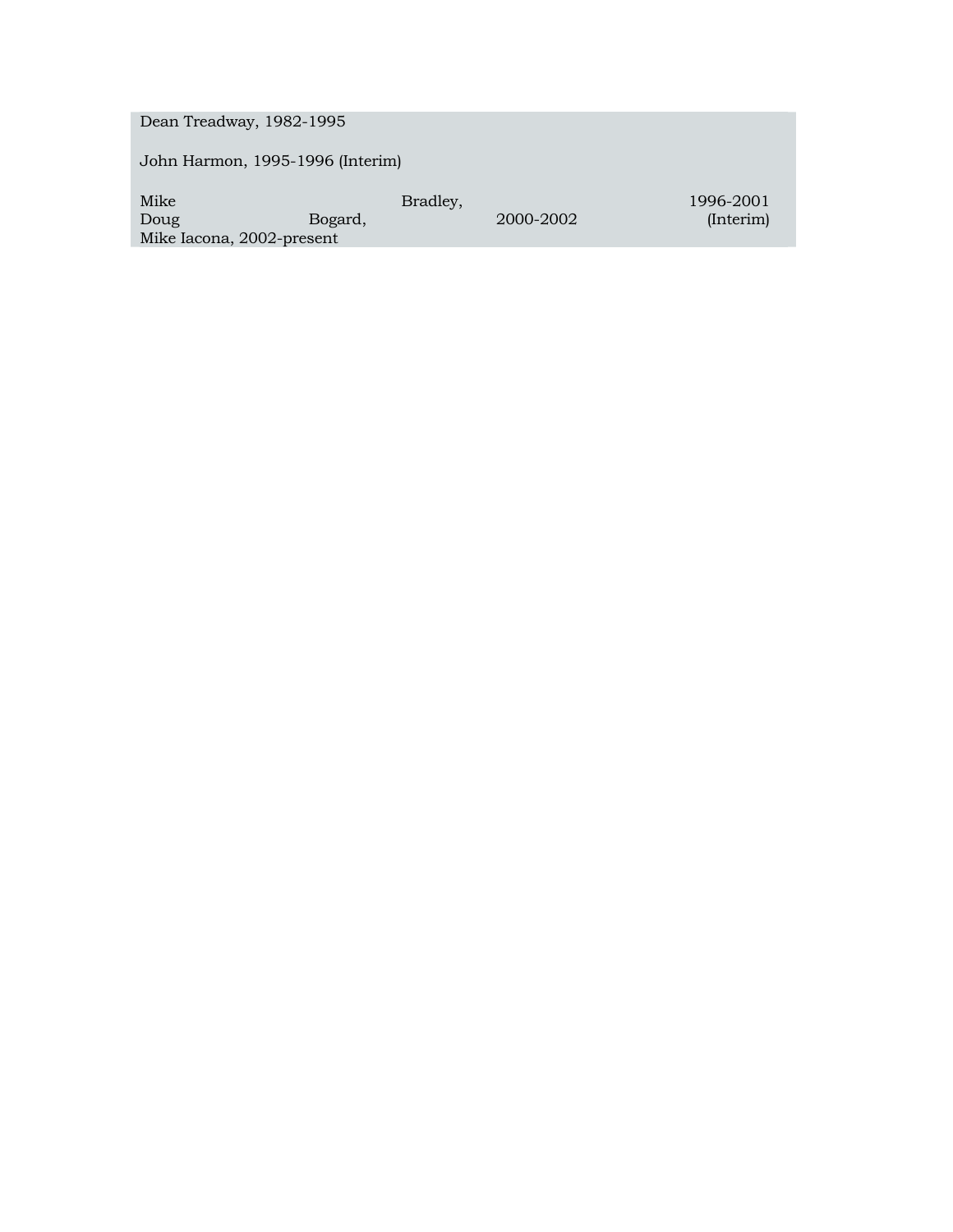Dean Treadway, 1982-1995

John Harmon, 1995-1996 (Interim)

Mike Bradley, 1996-2001
Doug Bogard, 2000-2002 (Interim)
Mike Iacona, 2002-present